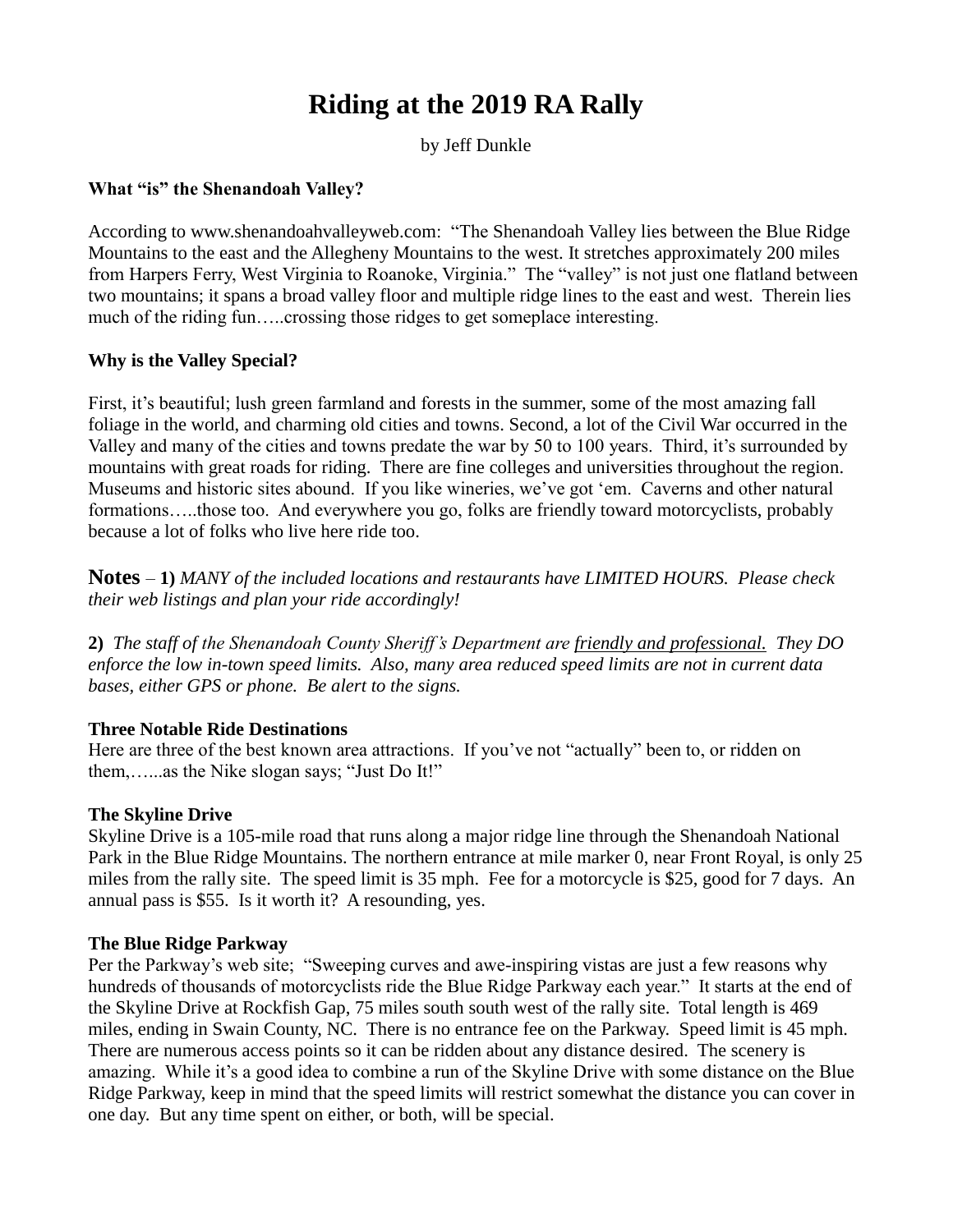# Riding at the 2019 RA Rally

by Jeff Dunkle

**What "is" the Shenandoah Valley?**

According to www.shenandoahvalleyweb.com: "The Shenandoah Valley lies between the Blue Ridge Mountains to the east and the Allegheny Mountains to the west. It stretches approximately 200 miles from Harpers Ferry, West Virginia to Roanoke, Virginia." The "valley" is not just one flatland between two mountains; it spans a broad valley floor and multiple ridge lines to the east and west. Therein lies much of the riding fun…..crossing those ridges to get someplace interesting.

**Why is the Valley Special?**

First, it's beautiful; lush green farmland and forests in the summer, some of the most amazing fall foliage in the world, and charming old cities and towns. Second, a lot of the Civil War occurred in the Valley and many of the cities and towns predate the war by 50 to 100 years. Third, it's surrounded by mountains with great roads for riding. There are fine colleges and universities throughout the region. Museums and historic sites abound. If you like wineries, we've got 'em. Caverns and other natural formations…..those too. And everywhere you go, folks are friendly toward motorcyclists, probably because a lot of folks who live here ride too.

**Notes** – **1)** *MANY of the included locations and restaurants have LIMITED HOURS. Please check their web listings and plan your ride accordingly!*

**2)** *The staff of the Shenandoah County Sheriff's Department are friendly and professional. They DO enforce the low in-town speed limits. Also, many area reduced speed limits are not in current data bases, either GPS or phone. Be alert to the signs.*

**Three Notable Ride Destinations**

Here are three of the best known area attractions. If you've not "actually" been to, or ridden on them,…...as the Nike slogan says; "Just Do It!"

**The Skyline Drive**

Skyline Drive is a 105-mile road that runs along a major ridge line through the Shenandoah National Park in the Blue Ridge Mountains. The northern entrance at mile marker 0, near Front Royal, is only 25 miles from the rally site. The speed limit is 35 mph. Fee for a motorcycle is $25, good for 7 days. An annual pass is $55. Is it worth it? A resounding, yes.

**The Blue Ridge Parkway**

Per the Parkway's web site; "Sweeping curves and awe-inspiring vistas are just a few reasons why hundreds of thousands of motorcyclists ride the Blue Ridge Parkway each year." It starts at the end of the Skyline Drive at Rockfish Gap, 75 miles south south west of the rally site. Total length is 469 miles, ending in Swain County, NC. There is no entrance fee on the Parkway. Speed limit is 45 mph. There are numerous access points so it can be ridden about any distance desired. The scenery is amazing. While it's a good idea to combine a run of the Skyline Drive with some distance on the Blue Ridge Parkway, keep in mind that the speed limits will restrict somewhat the distance you can cover in one day. But any time spent on either, or both, will be special.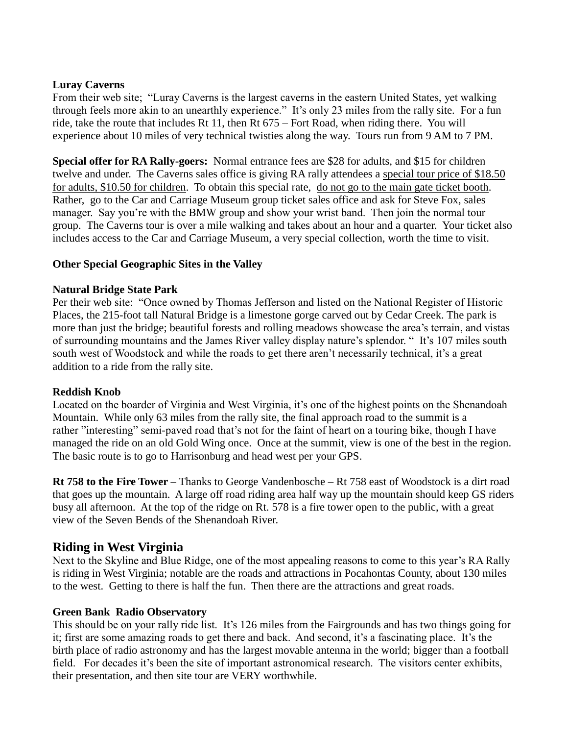**Luray Caverns**

From their web site; "Luray Caverns is the largest caverns in the eastern United States, yet walking through feels more akin to an unearthly experience." It's only 23 miles from the rally site. For a fun ride, take the route that includes Rt 11, then Rt 675 – Fort Road, when riding there. You will experience about 10 miles of very technical twisties along the way. Tours run from 9 AM to 7 PM.

**Special offer for RA Rally-goers:** Normal entrance fees are $28 for adults, and $15 for children twelve and under. The Caverns sales office is giving RA rally attendees a <u>special tour price of $18.50 for adults, $10.50 for children</u>. To obtain this special rate, <u>do not go to the main gate ticket booth</u>. Rather, go to the Car and Carriage Museum group ticket sales office and ask for Steve Fox, sales manager. Say you're with the BMW group and show your wrist band. Then join the normal tour group. The Caverns tour is over a mile walking and takes about an hour and a quarter. Your ticket also includes access to the Car and Carriage Museum, a very special collection, worth the time to visit.

**Other Special Geographic Sites in the Valley**

**Natural Bridge State Park**

Per their web site: "Once owned by Thomas Jefferson and listed on the National Register of Historic Places, the 215-foot tall Natural Bridge is a limestone gorge carved out by Cedar Creek. The park is more than just the bridge; beautiful forests and rolling meadows showcase the area's terrain, and vistas of surrounding mountains and the James River valley display nature's splendor. " It's 107 miles south south west of Woodstock and while the roads to get there aren't necessarily technical, it's a great addition to a ride from the rally site.

**Reddish Knob**

Located on the boarder of Virginia and West Virginia, it's one of the highest points on the Shenandoah Mountain. While only 63 miles from the rally site, the final approach road to the summit is a rather "interesting" semi-paved road that's not for the faint of heart on a touring bike, though I have managed the ride on an old Gold Wing once. Once at the summit, view is one of the best in the region. The basic route is to go to Harrisonburg and head west per your GPS.

**Rt 758 to the Fire Tower** – Thanks to George Vandenbosche – Rt 758 east of Woodstock is a dirt road that goes up the mountain. A large off road riding area half way up the mountain should keep GS riders busy all afternoon. At the top of the ridge on Rt. 578 is a fire tower open to the public, with a great view of the Seven Bends of the Shenandoah River.

## Riding in West Virginia

Next to the Skyline and Blue Ridge, one of the most appealing reasons to come to this year's RA Rally is riding in West Virginia; notable are the roads and attractions in Pocahontas County, about 130 miles to the west. Getting to there is half the fun. Then there are the attractions and great roads.

**Green Bank Radio Observatory**

This should be on your rally ride list. It's 126 miles from the Fairgrounds and has two things going for it; first are some amazing roads to get there and back. And second, it's a fascinating place. It's the birth place of radio astronomy and has the largest movable antenna in the world; bigger than a football field. For decades it's been the site of important astronomical research. The visitors center exhibits, their presentation, and then site tour are VERY worthwhile.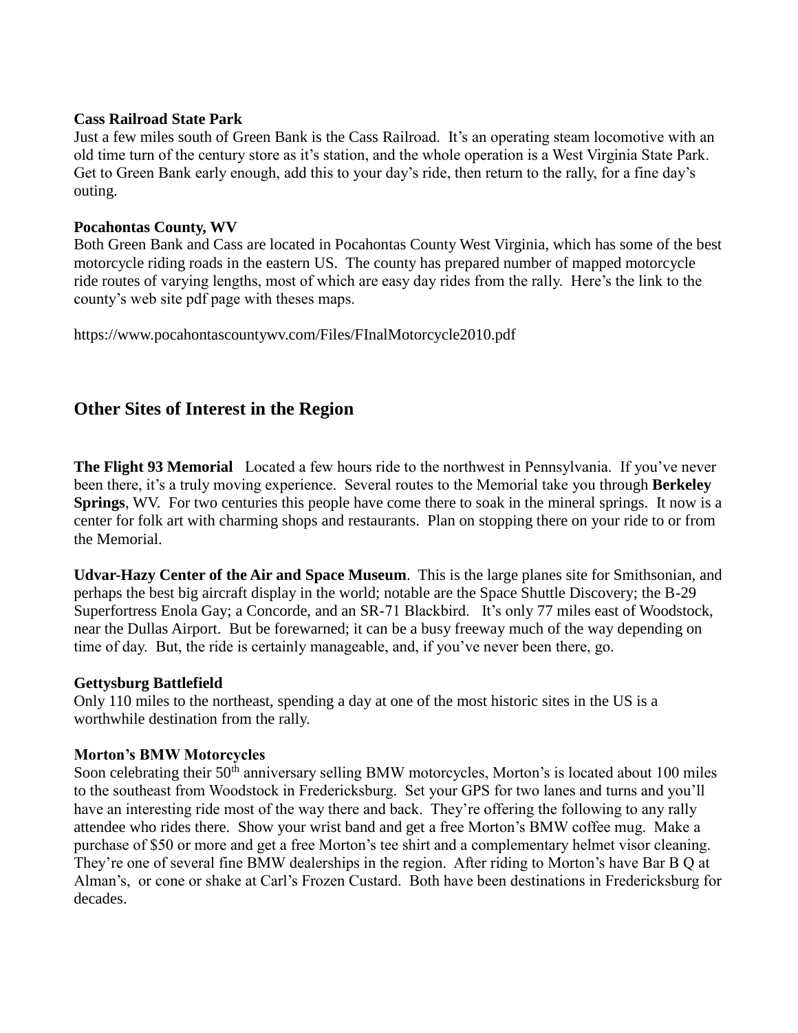**Cass Railroad State Park**
Just a few miles south of Green Bank is the Cass Railroad. It's an operating steam locomotive with an old time turn of the century store as it's station, and the whole operation is a West Virginia State Park. Get to Green Bank early enough, add this to your day's ride, then return to the rally, for a fine day's outing.

**Pocahontas County, WV**
Both Green Bank and Cass are located in Pocahontas County West Virginia, which has some of the best motorcycle riding roads in the eastern US. The county has prepared number of mapped motorcycle ride routes of varying lengths, most of which are easy day rides from the rally. Here's the link to the county's web site pdf page with theses maps.

https://www.pocahontascountywv.com/Files/FInalMotorcycle2010.pdf

## Other Sites of Interest in the Region

**The Flight 93 Memorial** Located a few hours ride to the northwest in Pennsylvania. If you've never been there, it's a truly moving experience. Several routes to the Memorial take you through **Berkeley Springs**, WV. For two centuries this people have come there to soak in the mineral springs. It now is a center for folk art with charming shops and restaurants. Plan on stopping there on your ride to or from the Memorial.

**Udvar-Hazy Center of the Air and Space Museum**. This is the large planes site for Smithsonian, and perhaps the best big aircraft display in the world; notable are the Space Shuttle Discovery; the B-29 Superfortress Enola Gay; a Concorde, and an SR-71 Blackbird. It's only 77 miles east of Woodstock, near the Dullas Airport. But be forewarned; it can be a busy freeway much of the way depending on time of day. But, the ride is certainly manageable, and, if you've never been there, go.

**Gettysburg Battlefield**
Only 110 miles to the northeast, spending a day at one of the most historic sites in the US is a worthwhile destination from the rally.

**Morton's BMW Motorcycles**
Soon celebrating their 50th anniversary selling BMW motorcycles, Morton's is located about 100 miles to the southeast from Woodstock in Fredericksburg. Set your GPS for two lanes and turns and you'll have an interesting ride most of the way there and back. They're offering the following to any rally attendee who rides there. Show your wrist band and get a free Morton's BMW coffee mug. Make a purchase of $50 or more and get a free Morton's tee shirt and a complementary helmet visor cleaning. They're one of several fine BMW dealerships in the region. After riding to Morton's have Bar B Q at Alman's, or cone or shake at Carl's Frozen Custard. Both have been destinations in Fredericksburg for decades.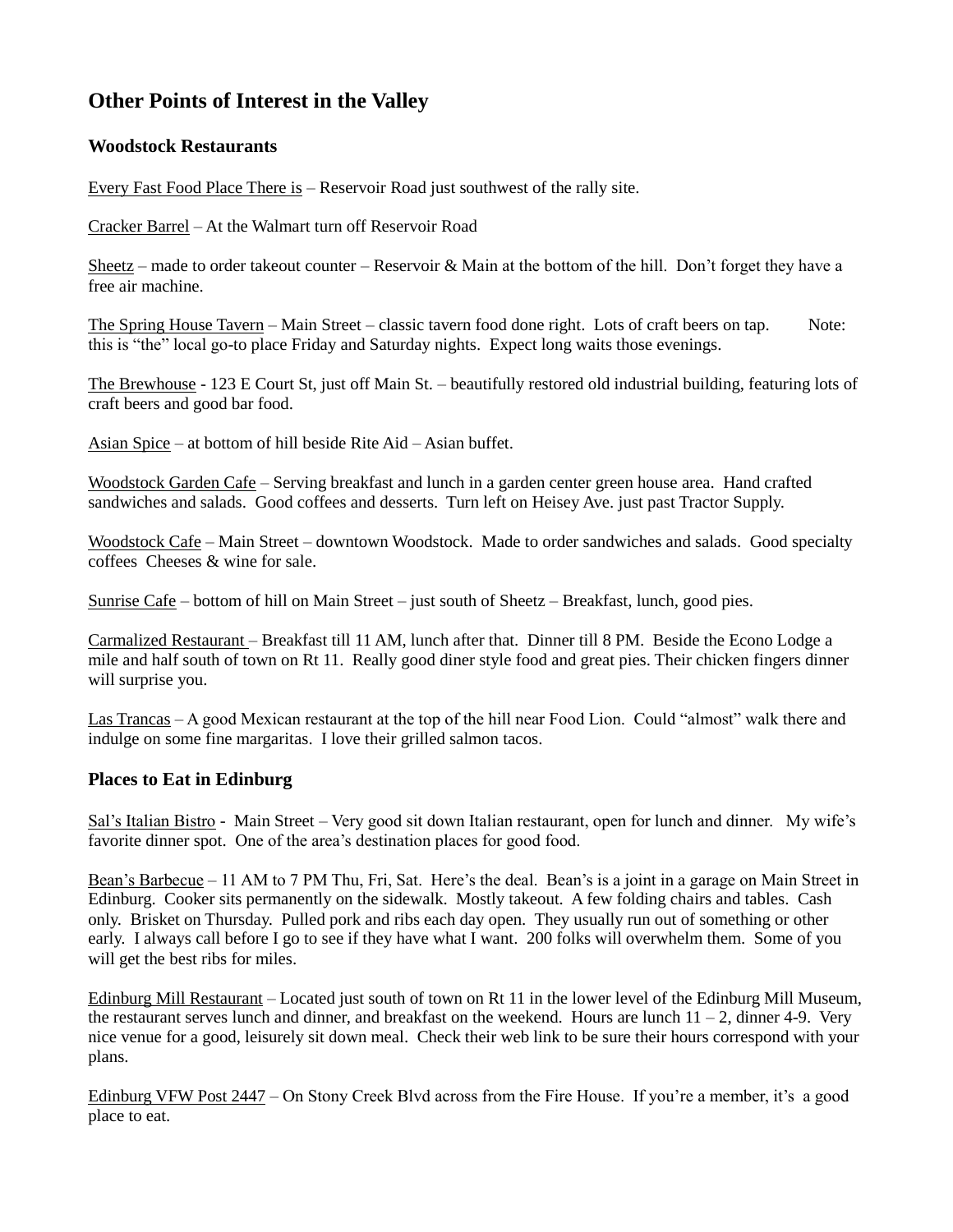# Other Points of Interest in the Valley

## Woodstock Restaurants

Every Fast Food Place There is – Reservoir Road just southwest of the rally site.

Cracker Barrel – At the Walmart turn off Reservoir Road

Sheetz – made to order takeout counter – Reservoir & Main at the bottom of the hill. Don't forget they have a free air machine.

The Spring House Tavern – Main Street – classic tavern food done right. Lots of craft beers on tap. Note: this is "the" local go-to place Friday and Saturday nights. Expect long waits those evenings.

The Brewhouse - 123 E Court St, just off Main St. – beautifully restored old industrial building, featuring lots of craft beers and good bar food.

Asian Spice – at bottom of hill beside Rite Aid – Asian buffet.

Woodstock Garden Cafe – Serving breakfast and lunch in a garden center green house area. Hand crafted sandwiches and salads. Good coffees and desserts. Turn left on Heisey Ave. just past Tractor Supply.

Woodstock Cafe – Main Street – downtown Woodstock. Made to order sandwiches and salads. Good specialty coffees Cheeses & wine for sale.

Sunrise Cafe – bottom of hill on Main Street – just south of Sheetz – Breakfast, lunch, good pies.

Carmalized Restaurant – Breakfast till 11 AM, lunch after that. Dinner till 8 PM. Beside the Econo Lodge a mile and half south of town on Rt 11. Really good diner style food and great pies. Their chicken fingers dinner will surprise you.

Las Trancas – A good Mexican restaurant at the top of the hill near Food Lion. Could "almost" walk there and indulge on some fine margaritas. I love their grilled salmon tacos.

## Places to Eat in Edinburg

Sal's Italian Bistro - Main Street – Very good sit down Italian restaurant, open for lunch and dinner. My wife's favorite dinner spot. One of the area's destination places for good food.

Bean's Barbecue – 11 AM to 7 PM Thu, Fri, Sat. Here's the deal. Bean's is a joint in a garage on Main Street in Edinburg. Cooker sits permanently on the sidewalk. Mostly takeout. A few folding chairs and tables. Cash only. Brisket on Thursday. Pulled pork and ribs each day open. They usually run out of something or other early. I always call before I go to see if they have what I want. 200 folks will overwhelm them. Some of you will get the best ribs for miles.

Edinburg Mill Restaurant – Located just south of town on Rt 11 in the lower level of the Edinburg Mill Museum, the restaurant serves lunch and dinner, and breakfast on the weekend. Hours are lunch 11 – 2, dinner 4-9. Very nice venue for a good, leisurely sit down meal. Check their web link to be sure their hours correspond with your plans.

Edinburg VFW Post 2447 – On Stony Creek Blvd across from the Fire House. If you're a member, it's a good place to eat.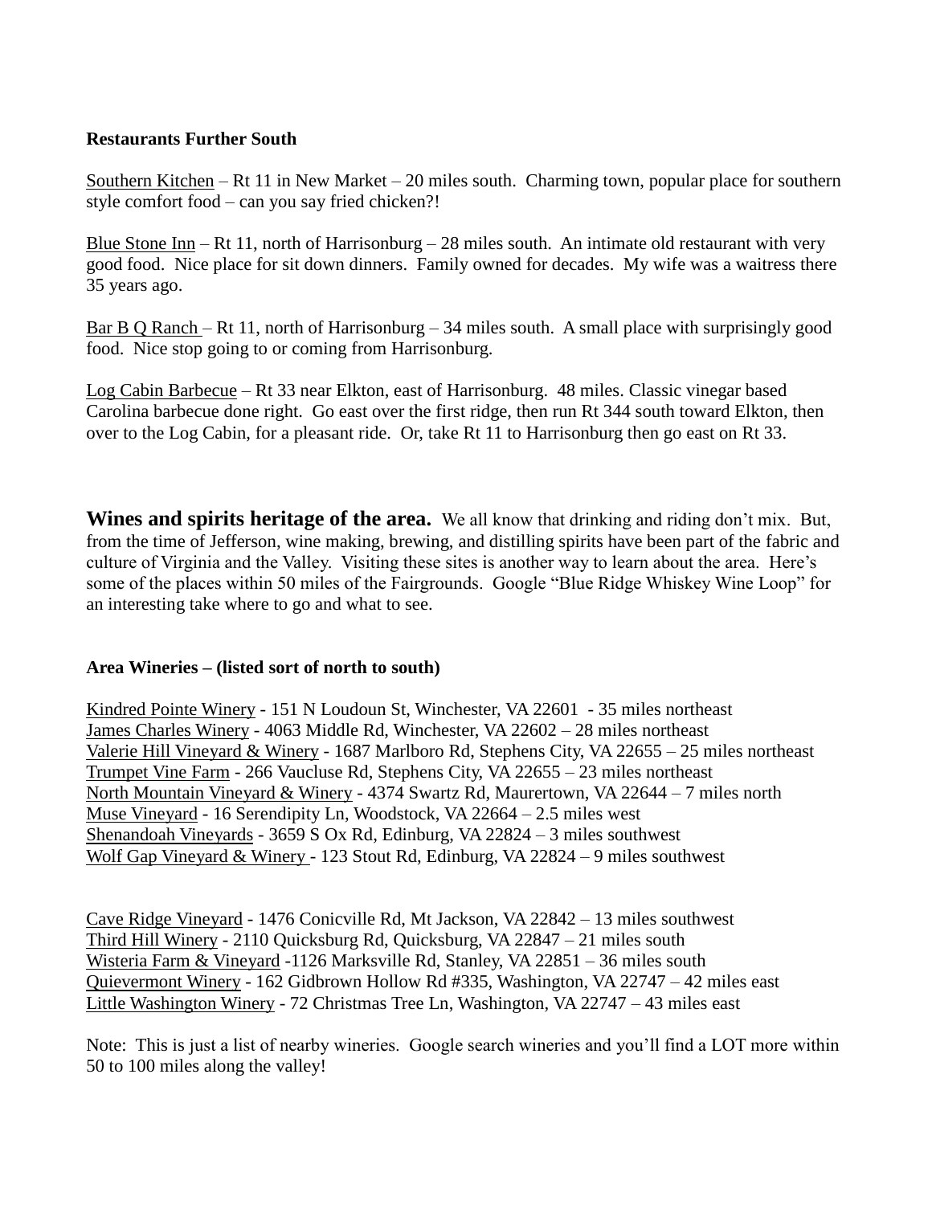**Restaurants Further South**

Southern Kitchen – Rt 11 in New Market – 20 miles south. Charming town, popular place for southern style comfort food – can you say fried chicken?!

Blue Stone Inn – Rt 11, north of Harrisonburg – 28 miles south. An intimate old restaurant with very good food. Nice place for sit down dinners. Family owned for decades. My wife was a waitress there 35 years ago.

Bar B Q Ranch – Rt 11, north of Harrisonburg – 34 miles south. A small place with surprisingly good food. Nice stop going to or coming from Harrisonburg.

Log Cabin Barbecue – Rt 33 near Elkton, east of Harrisonburg. 48 miles. Classic vinegar based Carolina barbecue done right. Go east over the first ridge, then run Rt 344 south toward Elkton, then over to the Log Cabin, for a pleasant ride. Or, take Rt 11 to Harrisonburg then go east on Rt 33.

**Wines and spirits heritage of the area.** We all know that drinking and riding don't mix. But, from the time of Jefferson, wine making, brewing, and distilling spirits have been part of the fabric and culture of Virginia and the Valley. Visiting these sites is another way to learn about the area. Here's some of the places within 50 miles of the Fairgrounds. Google "Blue Ridge Whiskey Wine Loop" for an interesting take where to go and what to see.

**Area Wineries – (listed sort of north to south)**

Kindred Pointe Winery - 151 N Loudoun St, Winchester, VA 22601 - 35 miles northeast
James Charles Winery - 4063 Middle Rd, Winchester, VA 22602 – 28 miles northeast
Valerie Hill Vineyard & Winery - 1687 Marlboro Rd, Stephens City, VA 22655 – 25 miles northeast
Trumpet Vine Farm - 266 Vaucluse Rd, Stephens City, VA 22655 – 23 miles northeast
North Mountain Vineyard & Winery - 4374 Swartz Rd, Maurertown, VA 22644 – 7 miles north
Muse Vineyard - 16 Serendipity Ln, Woodstock, VA 22664 – 2.5 miles west
Shenandoah Vineyards - 3659 S Ox Rd, Edinburg, VA 22824 – 3 miles southwest
Wolf Gap Vineyard & Winery - 123 Stout Rd, Edinburg, VA 22824 – 9 miles southwest

Cave Ridge Vineyard - 1476 Conicville Rd, Mt Jackson, VA 22842 – 13 miles southwest
Third Hill Winery - 2110 Quicksburg Rd, Quicksburg, VA 22847 – 21 miles south
Wisteria Farm & Vineyard -1126 Marksville Rd, Stanley, VA 22851 – 36 miles south
Quievermont Winery - 162 Gidbrown Hollow Rd #335, Washington, VA 22747 – 42 miles east
Little Washington Winery - 72 Christmas Tree Ln, Washington, VA 22747 – 43 miles east

Note: This is just a list of nearby wineries. Google search wineries and you'll find a LOT more within 50 to 100 miles along the valley!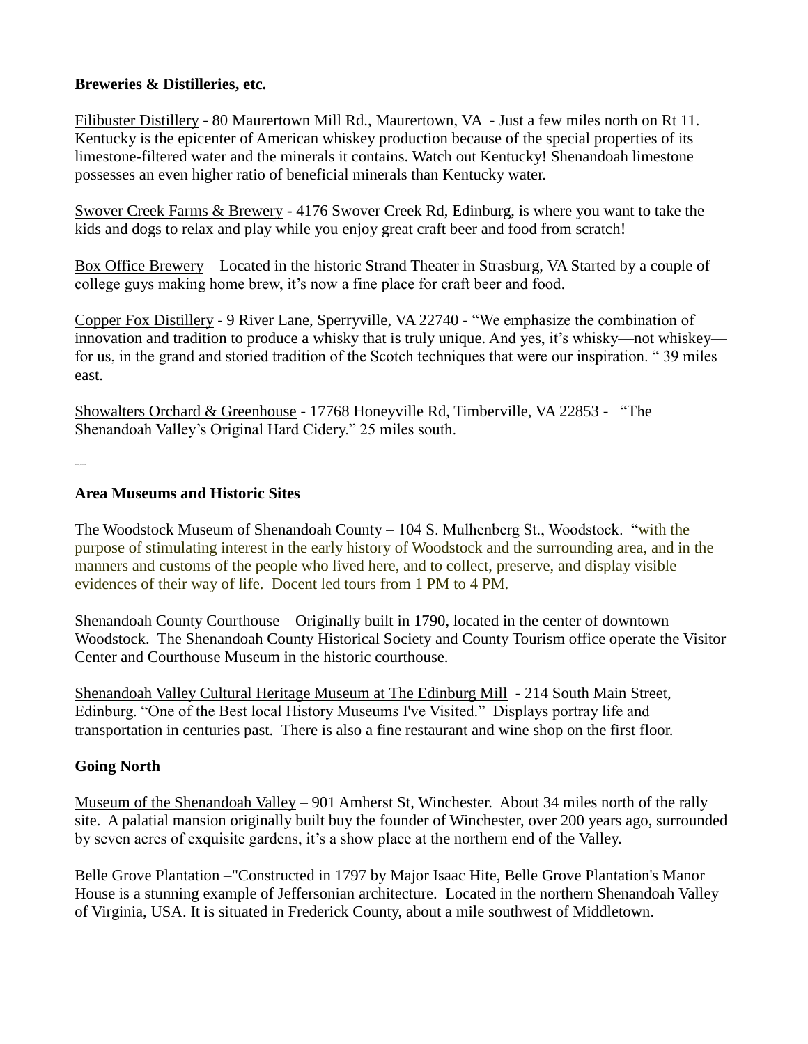**Breweries & Distilleries, etc.**

Filibuster Distillery - 80 Maurertown Mill Rd., Maurertown, VA - Just a few miles north on Rt 11. Kentucky is the epicenter of American whiskey production because of the special properties of its limestone-filtered water and the minerals it contains. Watch out Kentucky! Shenandoah limestone possesses an even higher ratio of beneficial minerals than Kentucky water.

Swover Creek Farms & Brewery - 4176 Swover Creek Rd, Edinburg, is where you want to take the kids and dogs to relax and play while you enjoy great craft beer and food from scratch!

Box Office Brewery – Located in the historic Strand Theater in Strasburg, VA Started by a couple of college guys making home brew, it's now a fine place for craft beer and food.

Copper Fox Distillery - 9 River Lane, Sperryville, VA 22740 - "We emphasize the combination of innovation and tradition to produce a whisky that is truly unique. And yes, it's whisky—not whiskey—for us, in the grand and storied tradition of the Scotch techniques that were our inspiration. " 39 miles east.

Showalters Orchard & Greenhouse - 17768 Honeyville Rd, Timberville, VA 22853 - "The Shenandoah Valley's Original Hard Cidery." 25 miles south.

**Area Museums and Historic Sites**

The Woodstock Museum of Shenandoah County – 104 S. Mulhenberg St., Woodstock. "with the purpose of stimulating interest in the early history of Woodstock and the surrounding area, and in the manners and customs of the people who lived here, and to collect, preserve, and display visible evidences of their way of life. Docent led tours from 1 PM to 4 PM.

Shenandoah County Courthouse – Originally built in 1790, located in the center of downtown Woodstock. The Shenandoah County Historical Society and County Tourism office operate the Visitor Center and Courthouse Museum in the historic courthouse.

Shenandoah Valley Cultural Heritage Museum at The Edinburg Mill - 214 South Main Street, Edinburg. "One of the Best local History Museums I've Visited." Displays portray life and transportation in centuries past. There is also a fine restaurant and wine shop on the first floor.

**Going North**

Museum of the Shenandoah Valley – 901 Amherst St, Winchester. About 34 miles north of the rally site. A palatial mansion originally built buy the founder of Winchester, over 200 years ago, surrounded by seven acres of exquisite gardens, it's a show place at the northern end of the Valley.

Belle Grove Plantation –"Constructed in 1797 by Major Isaac Hite, Belle Grove Plantation's Manor House is a stunning example of Jeffersonian architecture. Located in the northern Shenandoah Valley of Virginia, USA. It is situated in Frederick County, about a mile southwest of Middletown.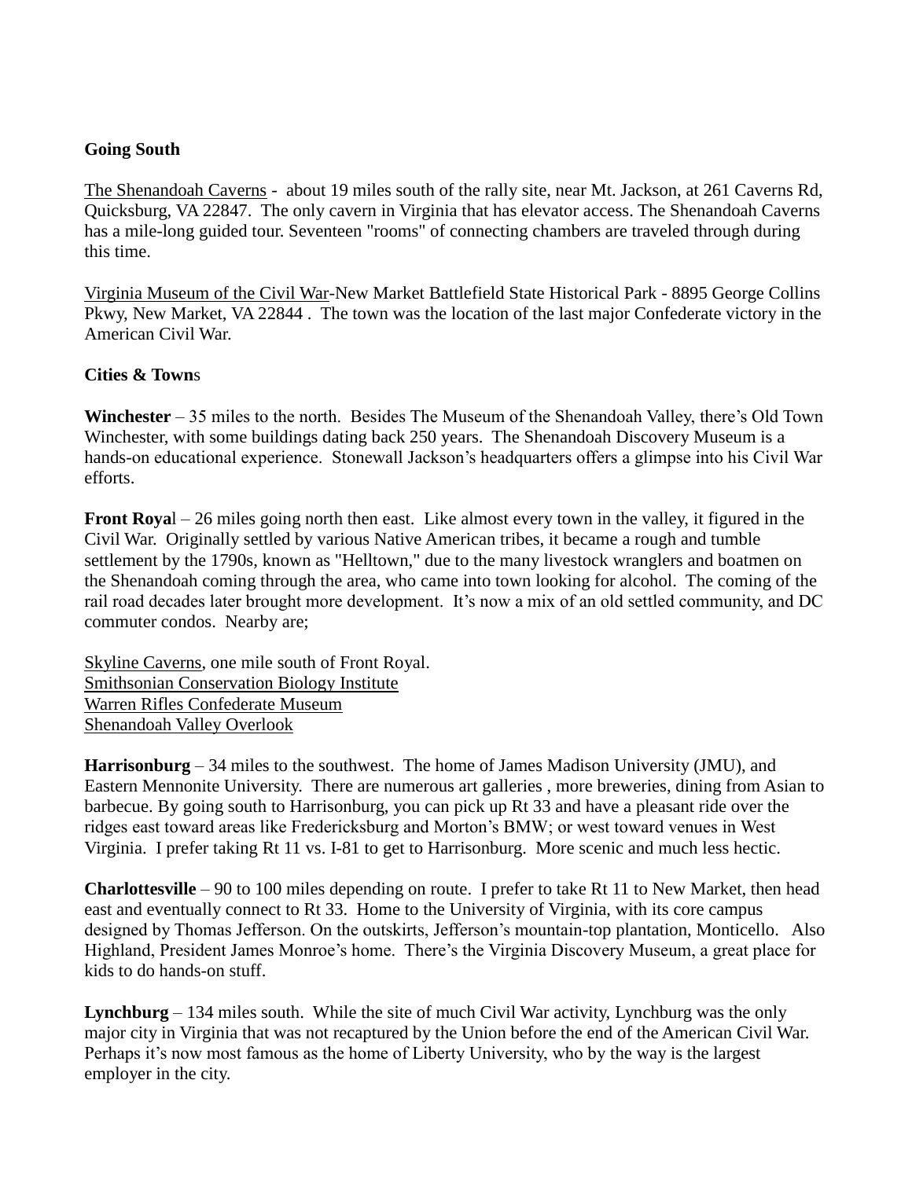**Going South**

The Shenandoah Caverns -  about 19 miles south of the rally site, near Mt. Jackson, at 261 Caverns Rd, Quicksburg, VA 22847.  The only cavern in Virginia that has elevator access. The Shenandoah Caverns has a mile-long guided tour. Seventeen "rooms" of connecting chambers are traveled through during this time.

Virginia Museum of the Civil War-New Market Battlefield State Historical Park - 8895 George Collins Pkwy, New Market, VA 22844 .  The town was the location of the last major Confederate victory in the American Civil War.

**Cities & Towns**

**Winchester** – 35 miles to the north.  Besides The Museum of the Shenandoah Valley, there's Old Town Winchester, with some buildings dating back 250 years.  The Shenandoah Discovery Museum is a hands-on educational experience.  Stonewall Jackson's headquarters offers a glimpse into his Civil War efforts.

**Front Royal** – 26 miles going north then east.  Like almost every town in the valley, it figured in the Civil War.  Originally settled by various Native American tribes, it became a rough and tumble settlement by the 1790s, known as "Helltown," due to the many livestock wranglers and boatmen on the Shenandoah coming through the area, who came into town looking for alcohol.  The coming of the rail road decades later brought more development.  It's now a mix of an old settled community, and DC commuter condos.  Nearby are;

Skyline Caverns, one mile south of Front Royal.
Smithsonian Conservation Biology Institute
Warren Rifles Confederate Museum
Shenandoah Valley Overlook

**Harrisonburg** – 34 miles to the southwest.  The home of James Madison University (JMU), and Eastern Mennonite University.  There are numerous art galleries , more breweries, dining from Asian to barbecue. By going south to Harrisonburg, you can pick up Rt 33 and have a pleasant ride over the ridges east toward areas like Fredericksburg and Morton's BMW; or west toward venues in West Virginia.  I prefer taking Rt 11 vs. I-81 to get to Harrisonburg.  More scenic and much less hectic.

**Charlottesville** – 90 to 100 miles depending on route.  I prefer to take Rt 11 to New Market, then head east and eventually connect to Rt 33.  Home to the University of Virginia, with its core campus designed by Thomas Jefferson. On the outskirts, Jefferson's mountain-top plantation, Monticello.   Also Highland, President James Monroe's home.  There's the Virginia Discovery Museum, a great place for kids to do hands-on stuff.

**Lynchburg** – 134 miles south.  While the site of much Civil War activity, Lynchburg was the only major city in Virginia that was not recaptured by the Union before the end of the American Civil War.  Perhaps it's now most famous as the home of Liberty University, who by the way is the largest employer in the city.